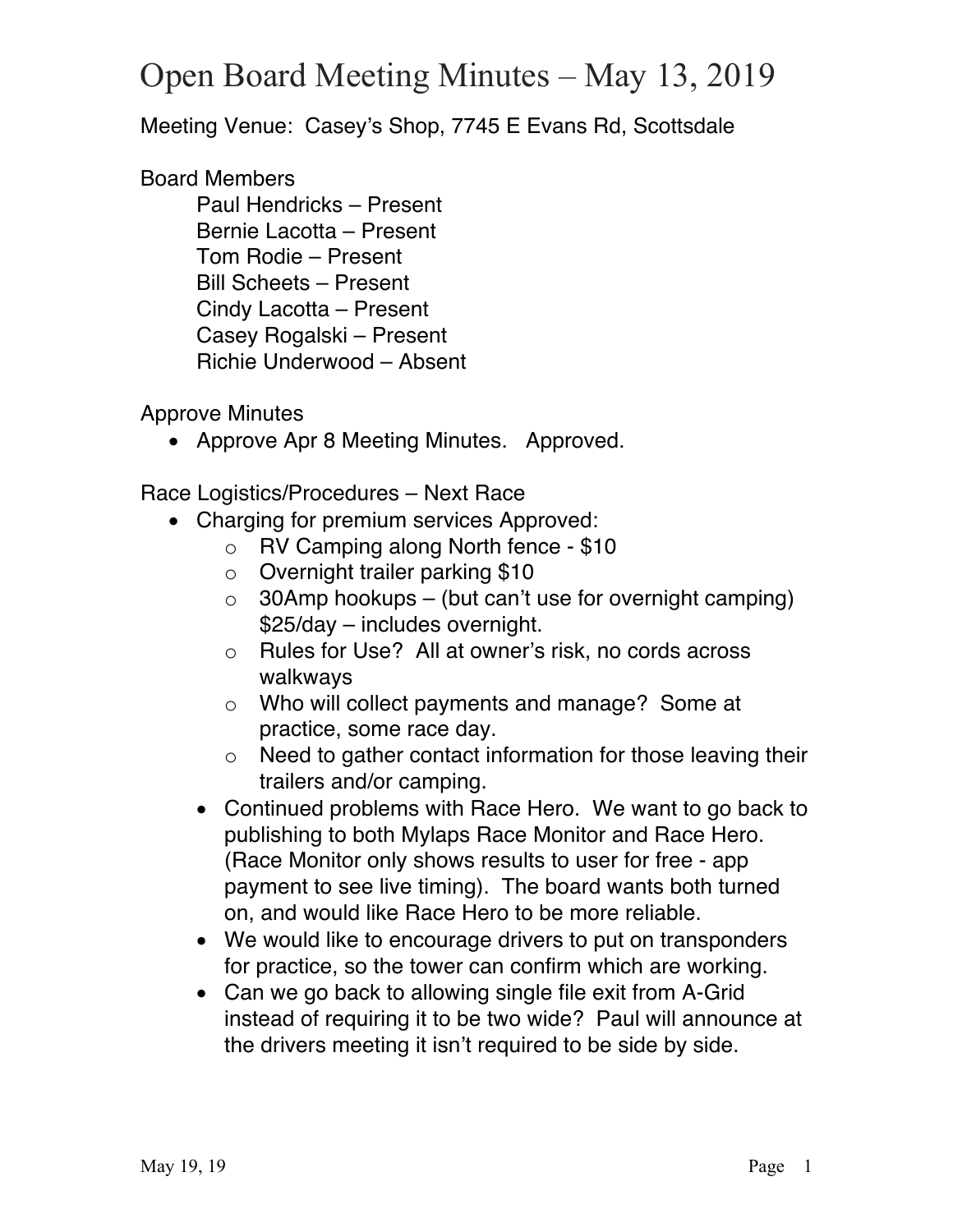# Open Board Meeting Minutes – May 13, 2019

Meeting Venue: Casey's Shop, 7745 E Evans Rd, Scottsdale

Board Members

- Paul Hendricks – Present
- Bernie Lacotta – Present
- Tom Rodie – Present
- Bill Scheets – Present
- Cindy Lacotta – Present
- Casey Rogalski – Present
- Richie Underwood – Absent

Approve Minutes

- Approve Apr 8 Meeting Minutes. Approved.

Race Logistics/Procedures – Next Race

- Charging for premium services Approved:
    - RV Camping along North fence - $10
    - Overnight trailer parking $10
    - 30Amp hookups – (but can't use for overnight camping) $25/day – includes overnight.
    - Rules for Use? All at owner's risk, no cords across walkways
    - Who will collect payments and manage? Some at practice, some race day.
    - Need to gather contact information for those leaving their trailers and/or camping.
- Continued problems with Race Hero. We want to go back to publishing to both Mylaps Race Monitor and Race Hero. (Race Monitor only shows results to user for free - app payment to see live timing). The board wants both turned on, and would like Race Hero to be more reliable.
- We would like to encourage drivers to put on transponders for practice, so the tower can confirm which are working.
- Can we go back to allowing single file exit from A-Grid instead of requiring it to be two wide? Paul will announce at the drivers meeting it isn't required to be side by side.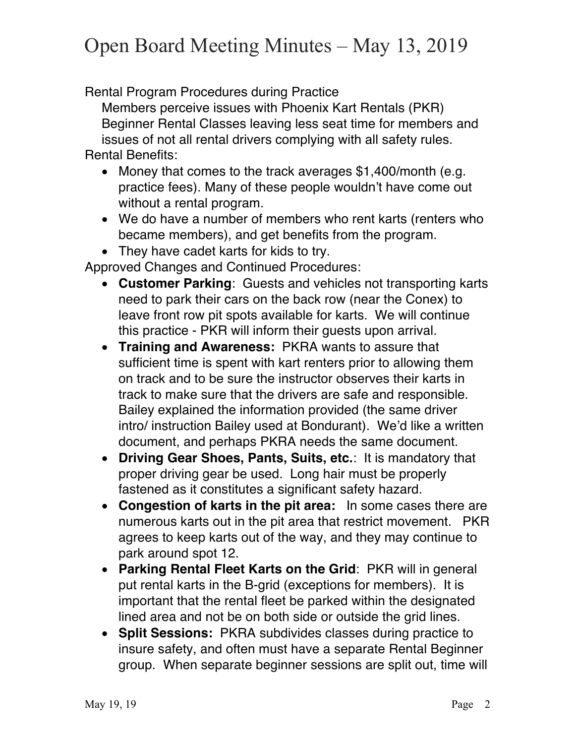Rental Program Procedures during Practice

Members perceive issues with Phoenix Kart Rentals (PKR) Beginner Rental Classes leaving less seat time for members and issues of not all rental drivers complying with all safety rules.

Rental Benefits:

- Money that comes to the track averages $1,400/month (e.g. practice fees). Many of these people wouldn't have come out without a rental program.
- We do have a number of members who rent karts (renters who became members), and get benefits from the program.
- They have cadet karts for kids to try.

Approved Changes and Continued Procedures:

- **Customer Parking**: Guests and vehicles not transporting karts need to park their cars on the back row (near the Conex) to leave front row pit spots available for karts. We will continue this practice - PKR will inform their guests upon arrival.
- **Training and Awareness:** PKRA wants to assure that sufficient time is spent with kart renters prior to allowing them on track and to be sure the instructor observes their karts in track to make sure that the drivers are safe and responsible. Bailey explained the information provided (the same driver intro/ instruction Bailey used at Bondurant). We'd like a written document, and perhaps PKRA needs the same document.
- **Driving Gear Shoes, Pants, Suits, etc.**: It is mandatory that proper driving gear be used. Long hair must be properly fastened as it constitutes a significant safety hazard.
- **Congestion of karts in the pit area:** In some cases there are numerous karts out in the pit area that restrict movement. PKR agrees to keep karts out of the way, and they may continue to park around spot 12.
- **Parking Rental Fleet Karts on the Grid**: PKR will in general put rental karts in the B-grid (exceptions for members). It is important that the rental fleet be parked within the designated lined area and not be on both side or outside the grid lines.
- **Split Sessions:** PKRA subdivides classes during practice to insure safety, and often must have a separate Rental Beginner group. When separate beginner sessions are split out, time will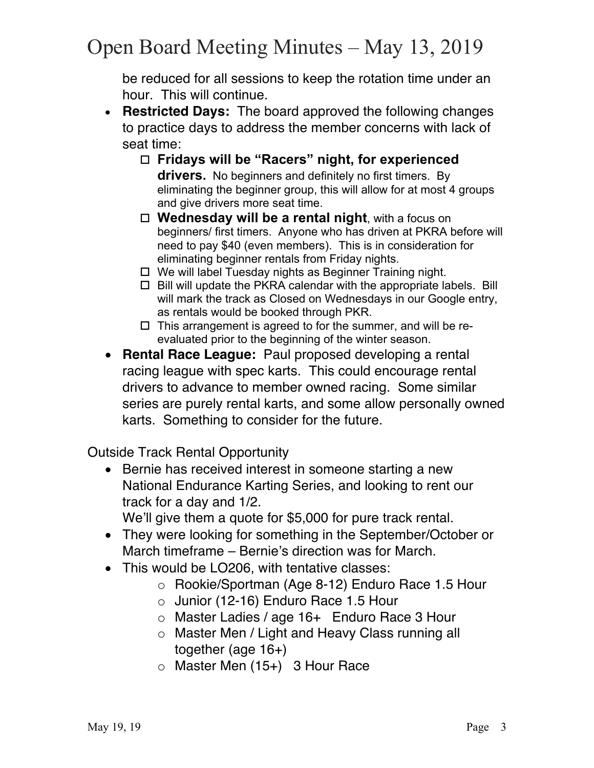be reduced for all sessions to keep the rotation time under an hour. This will continue.

- **Restricted Days:** The board approved the following changes to practice days to address the member concerns with lack of seat time:
  - **Fridays will be "Racers" night, for experienced drivers.** No beginners and definitely no first timers. By eliminating the beginner group, this will allow for at most 4 groups and give drivers more seat time.
  - **Wednesday will be a rental night**, with a focus on beginners/ first timers. Anyone who has driven at PKRA before will need to pay $40 (even members). This is in consideration for eliminating beginner rentals from Friday nights.
  - We will label Tuesday nights as Beginner Training night.
  - Bill will update the PKRA calendar with the appropriate labels. Bill will mark the track as Closed on Wednesdays in our Google entry, as rentals would be booked through PKR.
  - This arrangement is agreed to for the summer, and will be re-evaluated prior to the beginning of the winter season.
- **Rental Race League:** Paul proposed developing a rental racing league with spec karts. This could encourage rental drivers to advance to member owned racing. Some similar series are purely rental karts, and some allow personally owned karts. Something to consider for the future.

Outside Track Rental Opportunity

- Bernie has received interest in someone starting a new National Endurance Karting Series, and looking to rent our track for a day and 1/2.
  We'll give them a quote for $5,000 for pure track rental.
- They were looking for something in the September/October or March timeframe – Bernie's direction was for March.
- This would be LO206, with tentative classes:
  - Rookie/Sportman (Age 8-12) Enduro Race 1.5 Hour
  - Junior (12-16) Enduro Race 1.5 Hour
  - Master Ladies / age 16+ Enduro Race 3 Hour
  - Master Men / Light and Heavy Class running all together (age 16+)
  - Master Men (15+) 3 Hour Race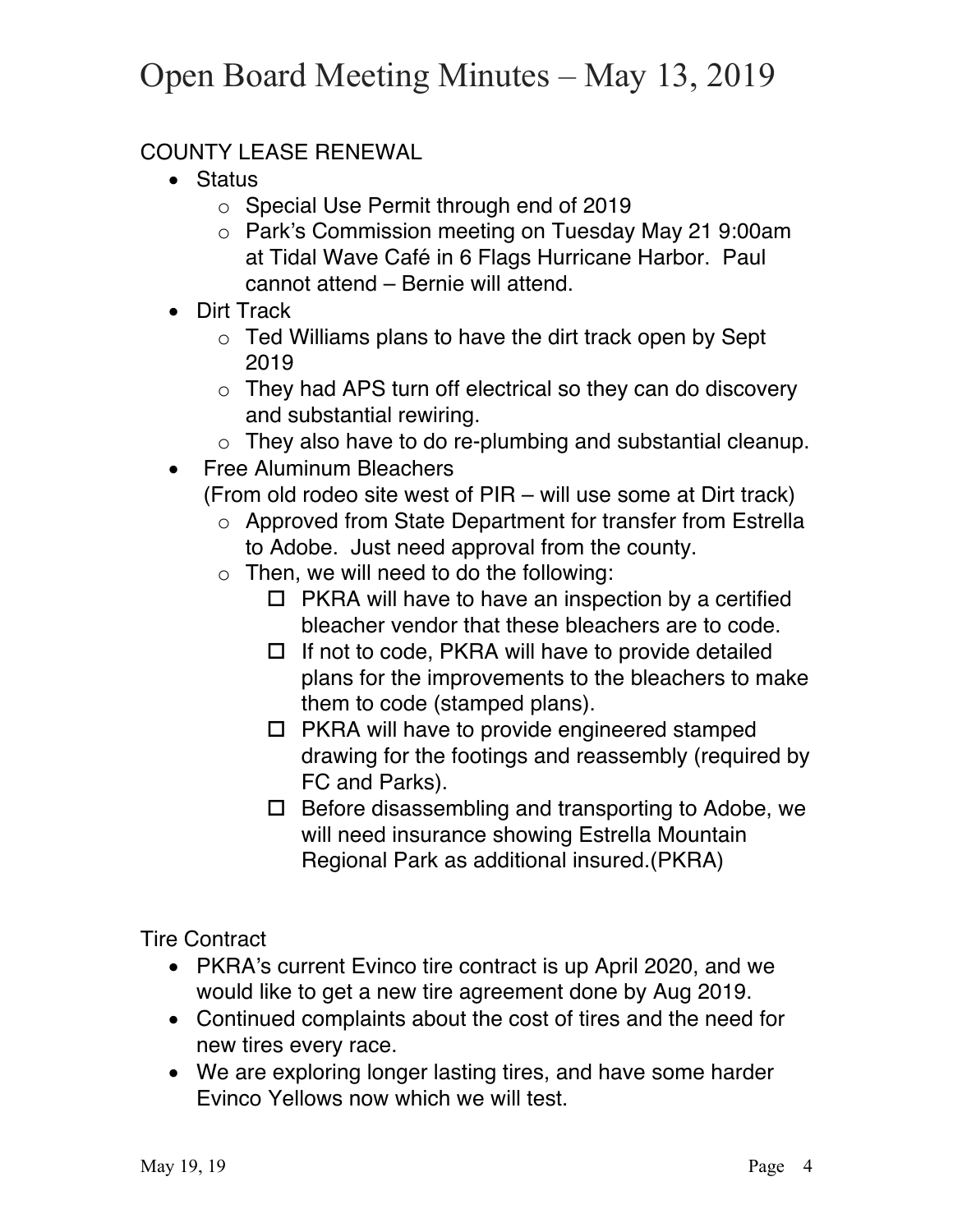COUNTY LEASE RENEWAL

- Status
  - Special Use Permit through end of 2019
  - Park's Commission meeting on Tuesday May 21 9:00am at Tidal Wave Café in 6 Flags Hurricane Harbor. Paul cannot attend – Bernie will attend.
- Dirt Track
  - Ted Williams plans to have the dirt track open by Sept 2019
  - They had APS turn off electrical so they can do discovery and substantial rewiring.
  - They also have to do re-plumbing and substantial cleanup.
- Free Aluminum Bleachers
  (From old rodeo site west of PIR – will use some at Dirt track)
  - Approved from State Department for transfer from Estrella to Adobe. Just need approval from the county.
  - Then, we will need to do the following:
    - ☐ PKRA will have to have an inspection by a certified bleacher vendor that these bleachers are to code.
    - ☐ If not to code, PKRA will have to provide detailed plans for the improvements to the bleachers to make them to code (stamped plans).
    - ☐ PKRA will have to provide engineered stamped drawing for the footings and reassembly (required by FC and Parks).
    - ☐ Before disassembling and transporting to Adobe, we will need insurance showing Estrella Mountain Regional Park as additional insured.(PKRA)

Tire Contract

- PKRA's current Evinco tire contract is up April 2020, and we would like to get a new tire agreement done by Aug 2019.
- Continued complaints about the cost of tires and the need for new tires every race.
- We are exploring longer lasting tires, and have some harder Evinco Yellows now which we will test.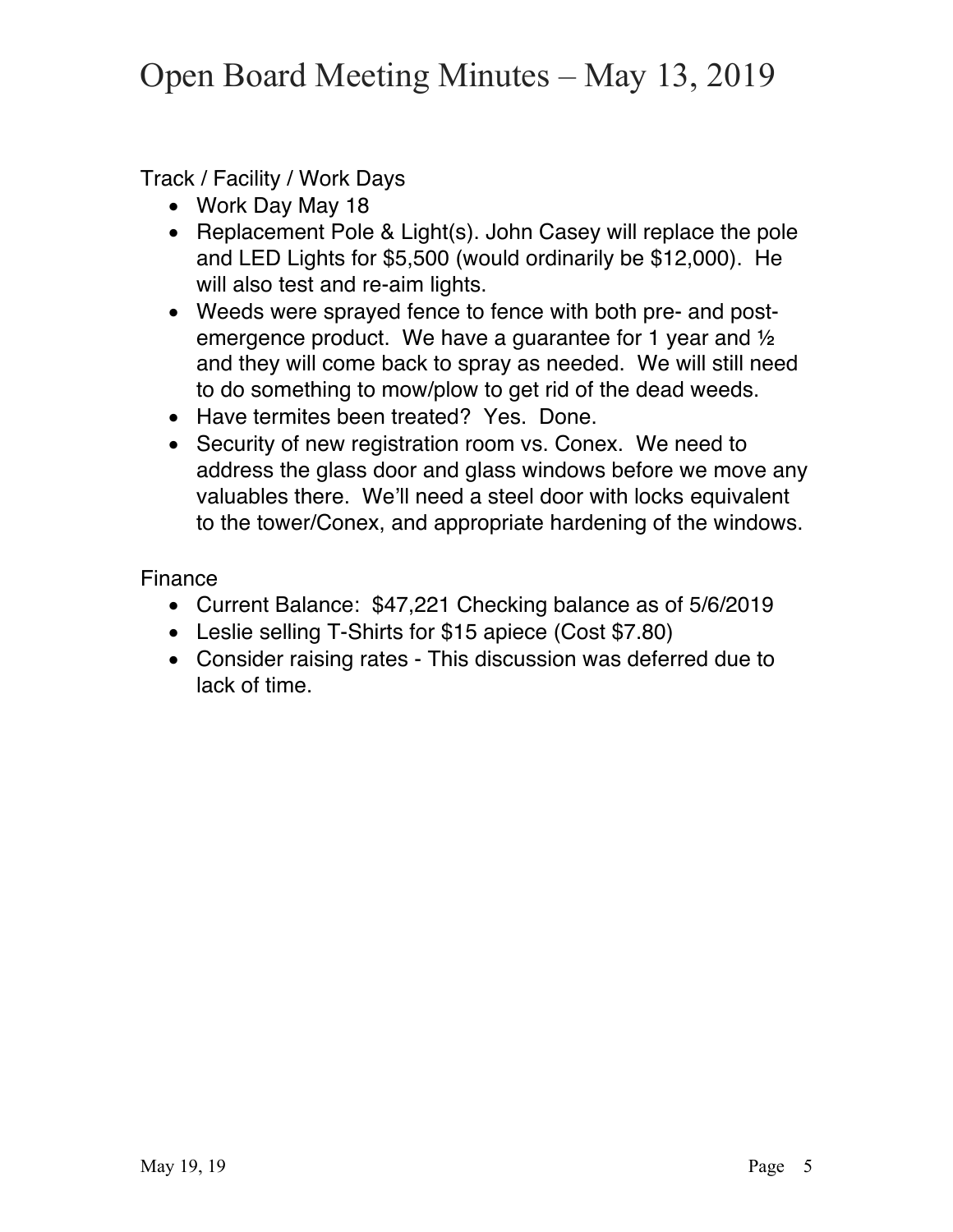Track / Facility / Work Days

- Work Day May 18
- Replacement Pole & Light(s). John Casey will replace the pole and LED Lights for $5,500 (would ordinarily be $12,000). He will also test and re-aim lights.
- Weeds were sprayed fence to fence with both pre- and post-emergence product. We have a guarantee for 1 year and ½ and they will come back to spray as needed. We will still need to do something to mow/plow to get rid of the dead weeds.
- Have termites been treated? Yes. Done.
- Security of new registration room vs. Conex. We need to address the glass door and glass windows before we move any valuables there. We'll need a steel door with locks equivalent to the tower/Conex, and appropriate hardening of the windows.

Finance

- Current Balance: $47,221 Checking balance as of 5/6/2019
- Leslie selling T-Shirts for $15 apiece (Cost $7.80)
- Consider raising rates - This discussion was deferred due to lack of time.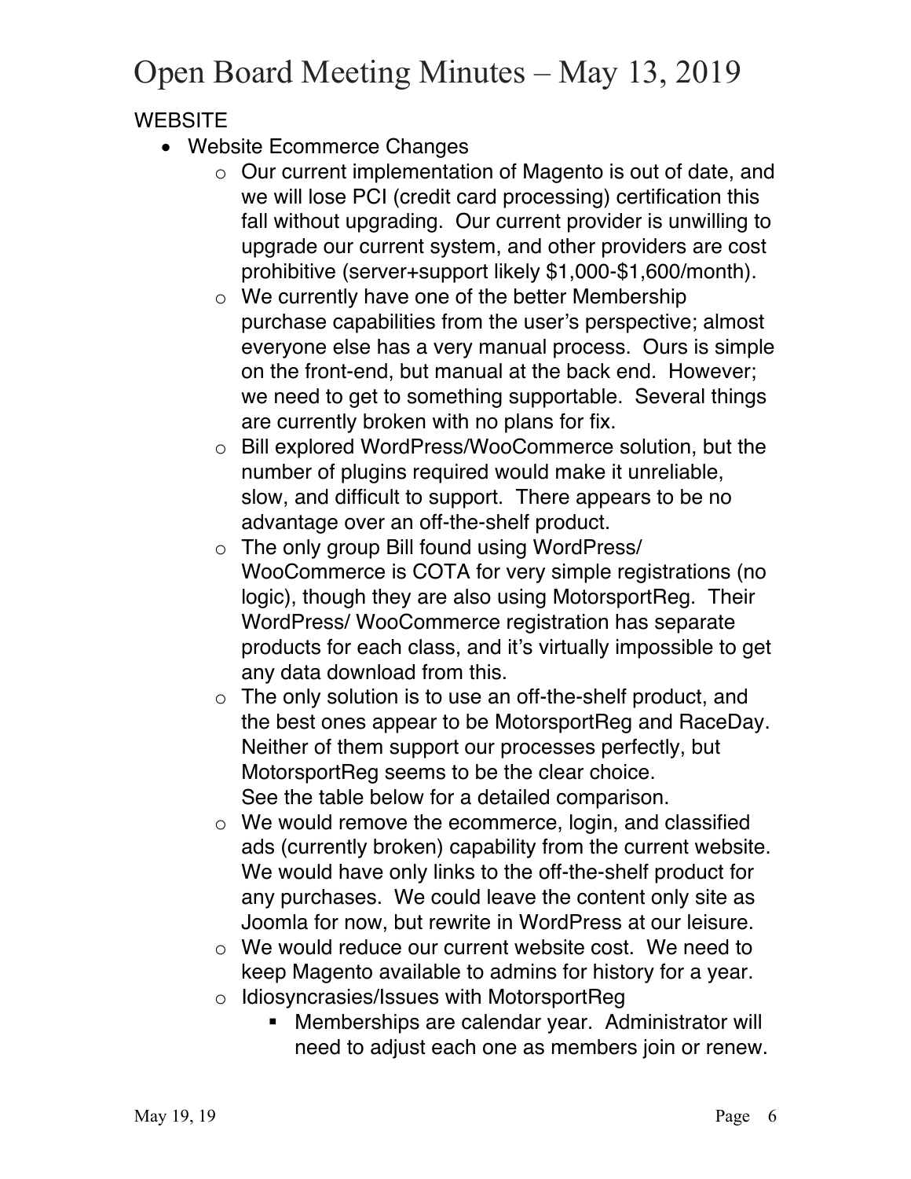WEBSITE

- Website Ecommerce Changes
    - Our current implementation of Magento is out of date, and we will lose PCI (credit card processing) certification this fall without upgrading. Our current provider is unwilling to upgrade our current system, and other providers are cost prohibitive (server+support likely $1,000-$1,600/month).
    - We currently have one of the better Membership purchase capabilities from the user's perspective; almost everyone else has a very manual process. Ours is simple on the front-end, but manual at the back end. However; we need to get to something supportable. Several things are currently broken with no plans for fix.
    - Bill explored WordPress/WooCommerce solution, but the number of plugins required would make it unreliable, slow, and difficult to support. There appears to be no advantage over an off-the-shelf product.
    - The only group Bill found using WordPress/ WooCommerce is COTA for very simple registrations (no logic), though they are also using MotorsportReg. Their WordPress/ WooCommerce registration has separate products for each class, and it's virtually impossible to get any data download from this.
    - The only solution is to use an off-the-shelf product, and the best ones appear to be MotorsportReg and RaceDay. Neither of them support our processes perfectly, but MotorsportReg seems to be the clear choice. See the table below for a detailed comparison.
    - We would remove the ecommerce, login, and classified ads (currently broken) capability from the current website. We would have only links to the off-the-shelf product for any purchases. We could leave the content only site as Joomla for now, but rewrite in WordPress at our leisure.
    - We would reduce our current website cost. We need to keep Magento available to admins for history for a year.
    - Idiosyncrasies/Issues with MotorsportReg
        - Memberships are calendar year. Administrator will need to adjust each one as members join or renew.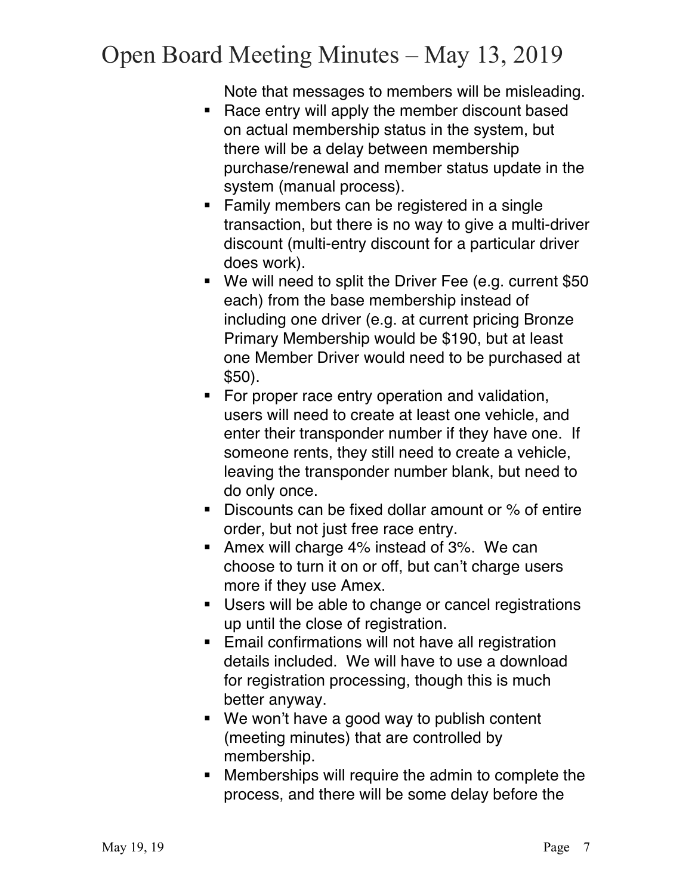Note that messages to members will be misleading.

- Race entry will apply the member discount based on actual membership status in the system, but there will be a delay between membership purchase/renewal and member status update in the system (manual process).
- Family members can be registered in a single transaction, but there is no way to give a multi-driver discount (multi-entry discount for a particular driver does work).
- We will need to split the Driver Fee (e.g. current $50 each) from the base membership instead of including one driver (e.g. at current pricing Bronze Primary Membership would be $190, but at least one Member Driver would need to be purchased at $50).
- For proper race entry operation and validation, users will need to create at least one vehicle, and enter their transponder number if they have one. If someone rents, they still need to create a vehicle, leaving the transponder number blank, but need to do only once.
- Discounts can be fixed dollar amount or % of entire order, but not just free race entry.
- Amex will charge 4% instead of 3%. We can choose to turn it on or off, but can't charge users more if they use Amex.
- Users will be able to change or cancel registrations up until the close of registration.
- Email confirmations will not have all registration details included. We will have to use a download for registration processing, though this is much better anyway.
- We won't have a good way to publish content (meeting minutes) that are controlled by membership.
- Memberships will require the admin to complete the process, and there will be some delay before the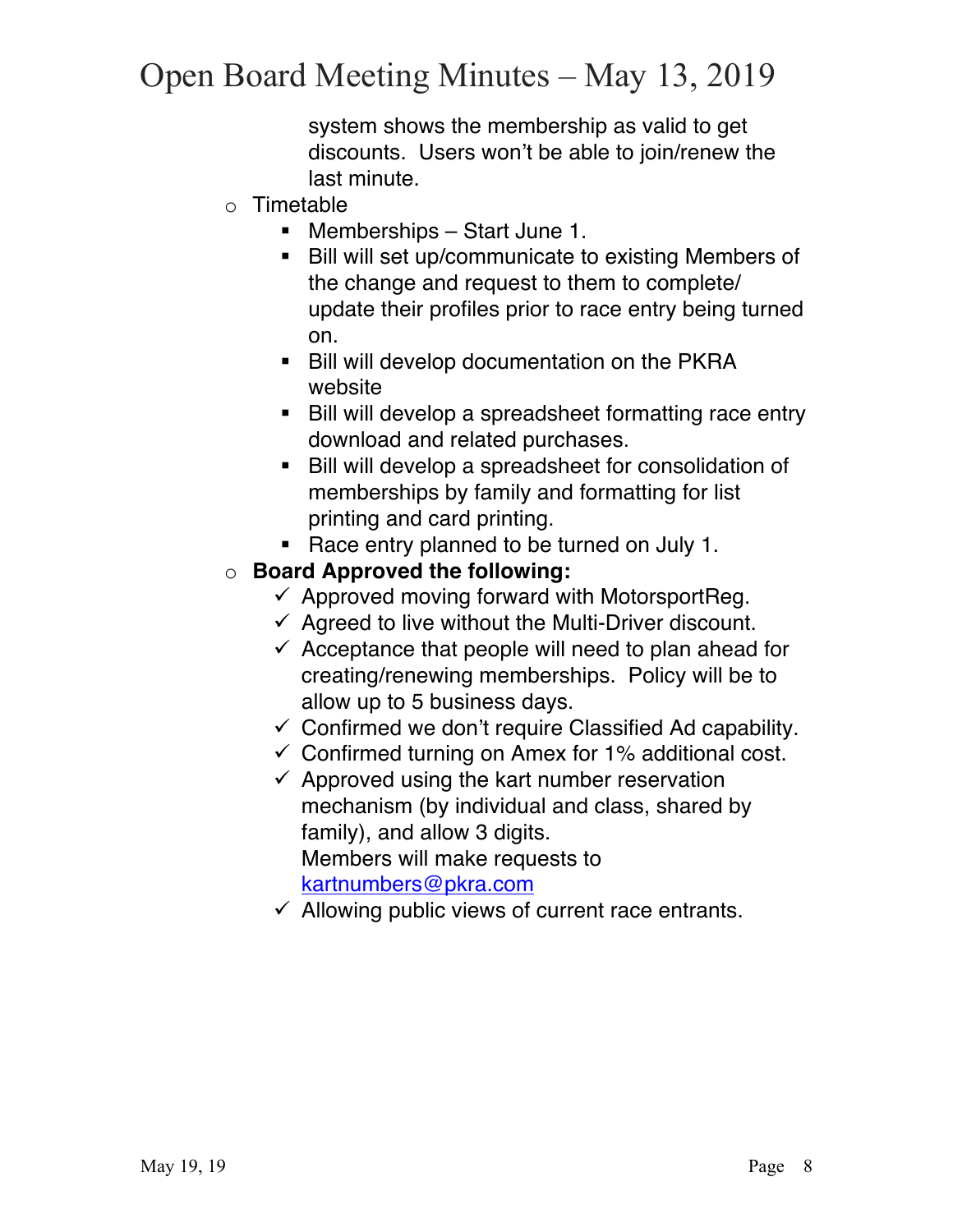system shows the membership as valid to get discounts. Users won't be able to join/renew the last minute.

- Timetable
  - Memberships – Start June 1.
  - Bill will set up/communicate to existing Members of the change and request to them to complete/ update their profiles prior to race entry being turned on.
  - Bill will develop documentation on the PKRA website
  - Bill will develop a spreadsheet formatting race entry download and related purchases.
  - Bill will develop a spreadsheet for consolidation of memberships by family and formatting for list printing and card printing.
  - Race entry planned to be turned on July 1.
- **Board Approved the following:**
  - ✓ Approved moving forward with MotorsportReg.
  - ✓ Agreed to live without the Multi-Driver discount.
  - ✓ Acceptance that people will need to plan ahead for creating/renewing memberships. Policy will be to allow up to 5 business days.
  - ✓ Confirmed we don't require Classified Ad capability.
  - ✓ Confirmed turning on Amex for 1% additional cost.
  - ✓ Approved using the kart number reservation mechanism (by individual and class, shared by family), and allow 3 digits.
    Members will make requests to kartnumbers@pkra.com
  - ✓ Allowing public views of current race entrants.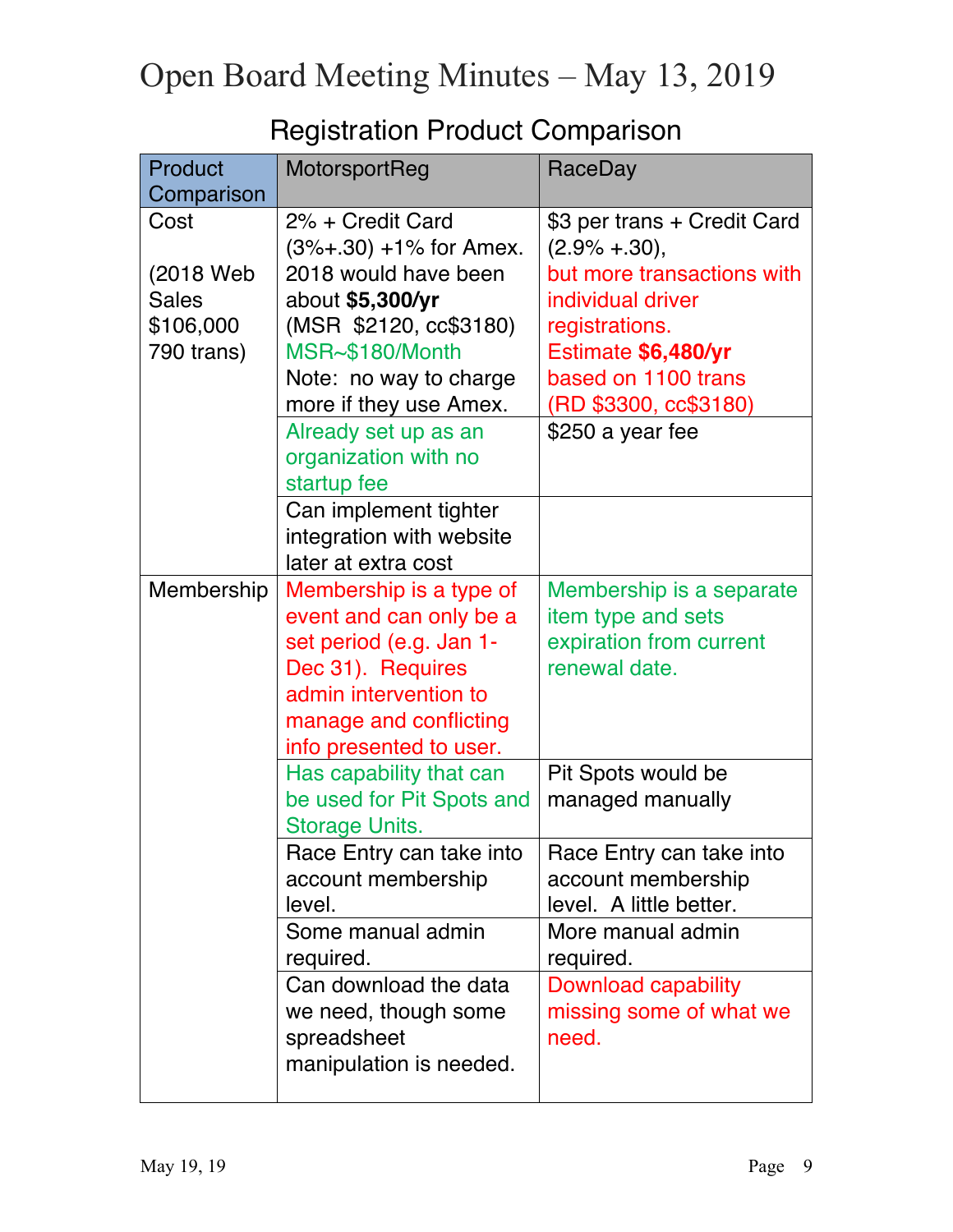# Open Board Meeting Minutes – May 13, 2019

## Registration Product Comparison

| Product Comparison | MotorsportReg | RaceDay |
|---|---|---|
| Cost<br><br>(2018 Web Sales $106,000 790 trans) | 2% + Credit Card (3%+.30) +1% for Amex. 2018 would have been about **$5,300/yr** (MSR $2120, cc$3180) MSR~$180/Month Note: no way to charge more if they use Amex. | $3 per trans + Credit Card (2.9% +.30), but more transactions with individual driver registrations. Estimate **$6,480/yr** based on 1100 trans (RD $3300, cc$3180) |
| | Already set up as an organization with no startup fee | $250 a year fee |
| | Can implement tighter integration with website later at extra cost | |
| Membership | Membership is a type of event and can only be a set period (e.g. Jan 1-Dec 31). Requires admin intervention to manage and conflicting info presented to user. | Membership is a separate item type and sets expiration from current renewal date. |
| | Has capability that can be used for Pit Spots and Storage Units. | Pit Spots would be managed manually |
| | Race Entry can take into account membership level. | Race Entry can take into account membership level. A little better. |
| | Some manual admin required. | More manual admin required. |
| | Can download the data we need, though some spreadsheet manipulation is needed. | Download capability missing some of what we need. |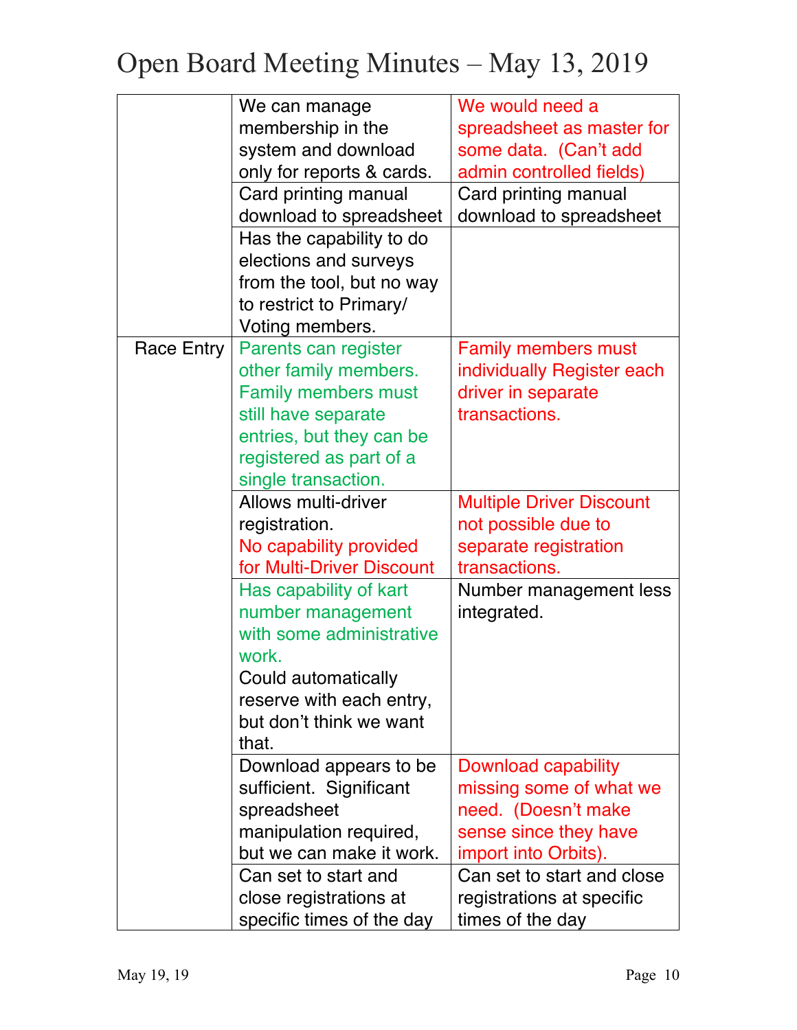# Open Board Meeting Minutes – May 13, 2019

| | | |
|---|---|---|
| | We can manage membership in the system and download only for reports & cards. | We would need a spreadsheet as master for some data. (Can't add admin controlled fields) |
| | Card printing manual download to spreadsheet | Card printing manual download to spreadsheet |
| | Has the capability to do elections and surveys from the tool, but no way to restrict to Primary/ Voting members. | |
| Race Entry | Parents can register other family members. Family members must still have separate entries, but they can be registered as part of a single transaction. | Family members must individually Register each driver in separate transactions. |
| | Allows multi-driver registration. No capability provided for Multi-Driver Discount | Multiple Driver Discount not possible due to separate registration transactions. |
| | Has capability of kart number management with some administrative work. Could automatically reserve with each entry, but don't think we want that. | Number management less integrated. |
| | Download appears to be sufficient. Significant spreadsheet manipulation required, but we can make it work. | Download capability missing some of what we need. (Doesn't make sense since they have import into Orbits). |
| | Can set to start and close registrations at specific times of the day | Can set to start and close registrations at specific times of the day |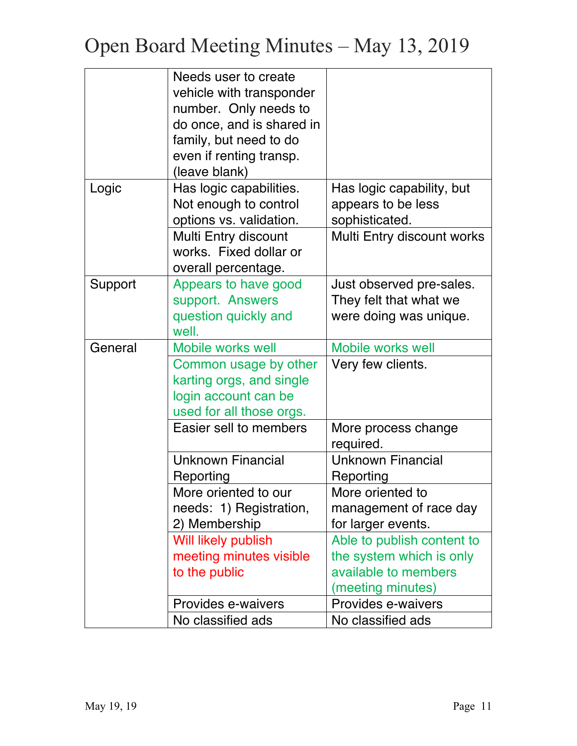# Open Board Meeting Minutes – May 13, 2019

| | | |
|---|---|---|
| | Needs user to create vehicle with transponder number. Only needs to do once, and is shared in family, but need to do even if renting transp. (leave blank) | |
| Logic | Has logic capabilities. Not enough to control options vs. validation. | Has logic capability, but appears to be less sophisticated. |
| | Multi Entry discount works. Fixed dollar or overall percentage. | Multi Entry discount works |
| Support | Appears to have good support. Answers question quickly and well. | Just observed pre-sales. They felt that what we were doing was unique. |
| General | Mobile works well | Mobile works well |
| | Common usage by other karting orgs, and single login account can be used for all those orgs. | Very few clients. |
| | Easier sell to members | More process change required. |
| | Unknown Financial Reporting | Unknown Financial Reporting |
| | More oriented to our needs: 1) Registration, 2) Membership | More oriented to management of race day for larger events. |
| | Will likely publish meeting minutes visible to the public | Able to publish content to the system which is only available to members (meeting minutes) |
| | Provides e-waivers | Provides e-waivers |
| | No classified ads | No classified ads |

May 19, 19